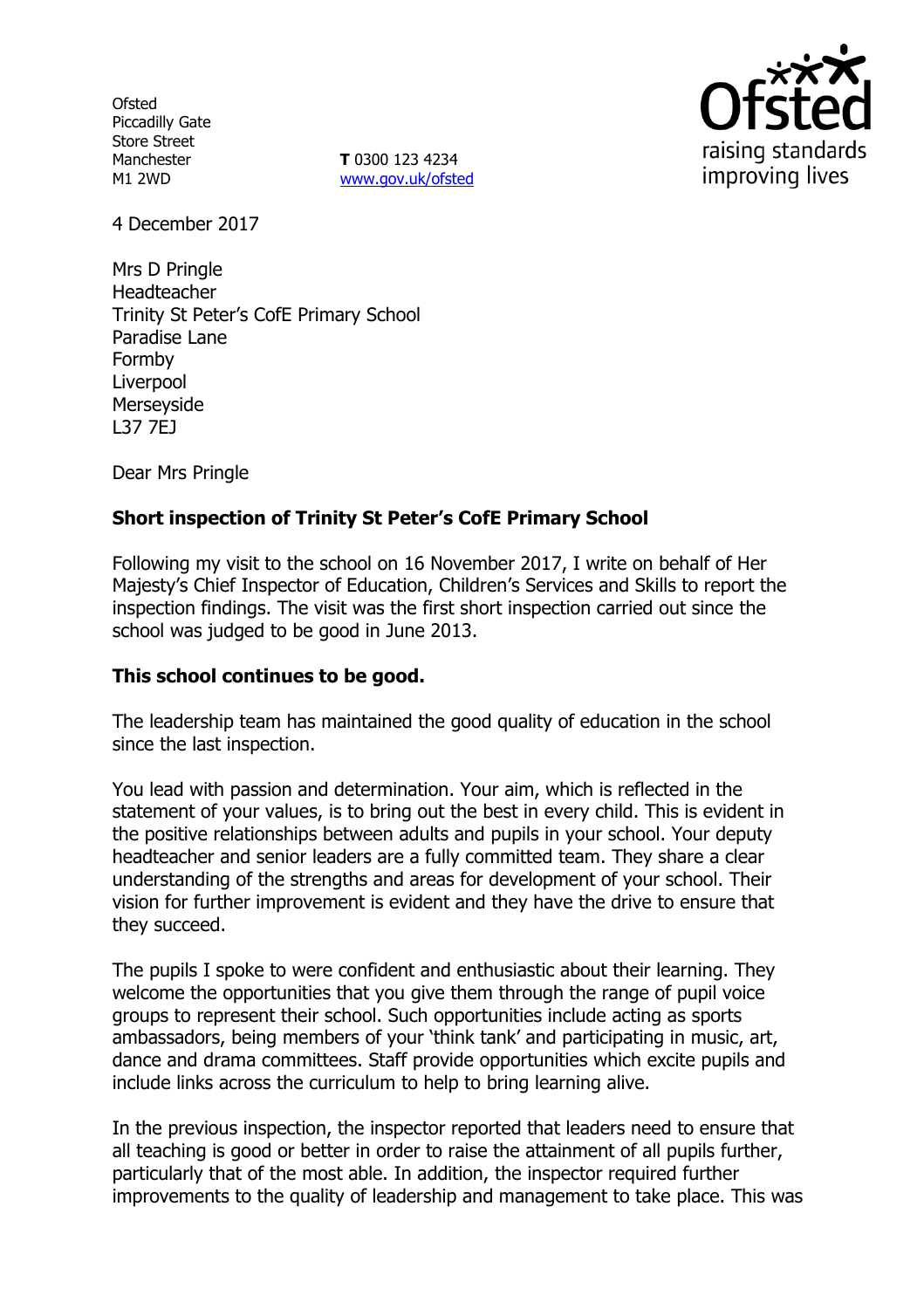Ofsted
Piccadilly Gate
Store Street
Manchester
M1 2WD

**T** 0300 123 4234
www.gov.uk/ofsted

4 December 2017

Mrs D Pringle
Headteacher
Trinity St Peter's CofE Primary School
Paradise Lane
Formby
Liverpool
Merseyside
L37 7EJ

Dear Mrs Pringle

**Short inspection of Trinity St Peter's CofE Primary School**

Following my visit to the school on 16 November 2017, I write on behalf of Her Majesty's Chief Inspector of Education, Children's Services and Skills to report the inspection findings. The visit was the first short inspection carried out since the school was judged to be good in June 2013.

**This school continues to be good.**

The leadership team has maintained the good quality of education in the school since the last inspection.

You lead with passion and determination. Your aim, which is reflected in the statement of your values, is to bring out the best in every child. This is evident in the positive relationships between adults and pupils in your school. Your deputy headteacher and senior leaders are a fully committed team. They share a clear understanding of the strengths and areas for development of your school. Their vision for further improvement is evident and they have the drive to ensure that they succeed.

The pupils I spoke to were confident and enthusiastic about their learning. They welcome the opportunities that you give them through the range of pupil voice groups to represent their school. Such opportunities include acting as sports ambassadors, being members of your 'think tank' and participating in music, art, dance and drama committees. Staff provide opportunities which excite pupils and include links across the curriculum to help to bring learning alive.

In the previous inspection, the inspector reported that leaders need to ensure that all teaching is good or better in order to raise the attainment of all pupils further, particularly that of the most able. In addition, the inspector required further improvements to the quality of leadership and management to take place. This was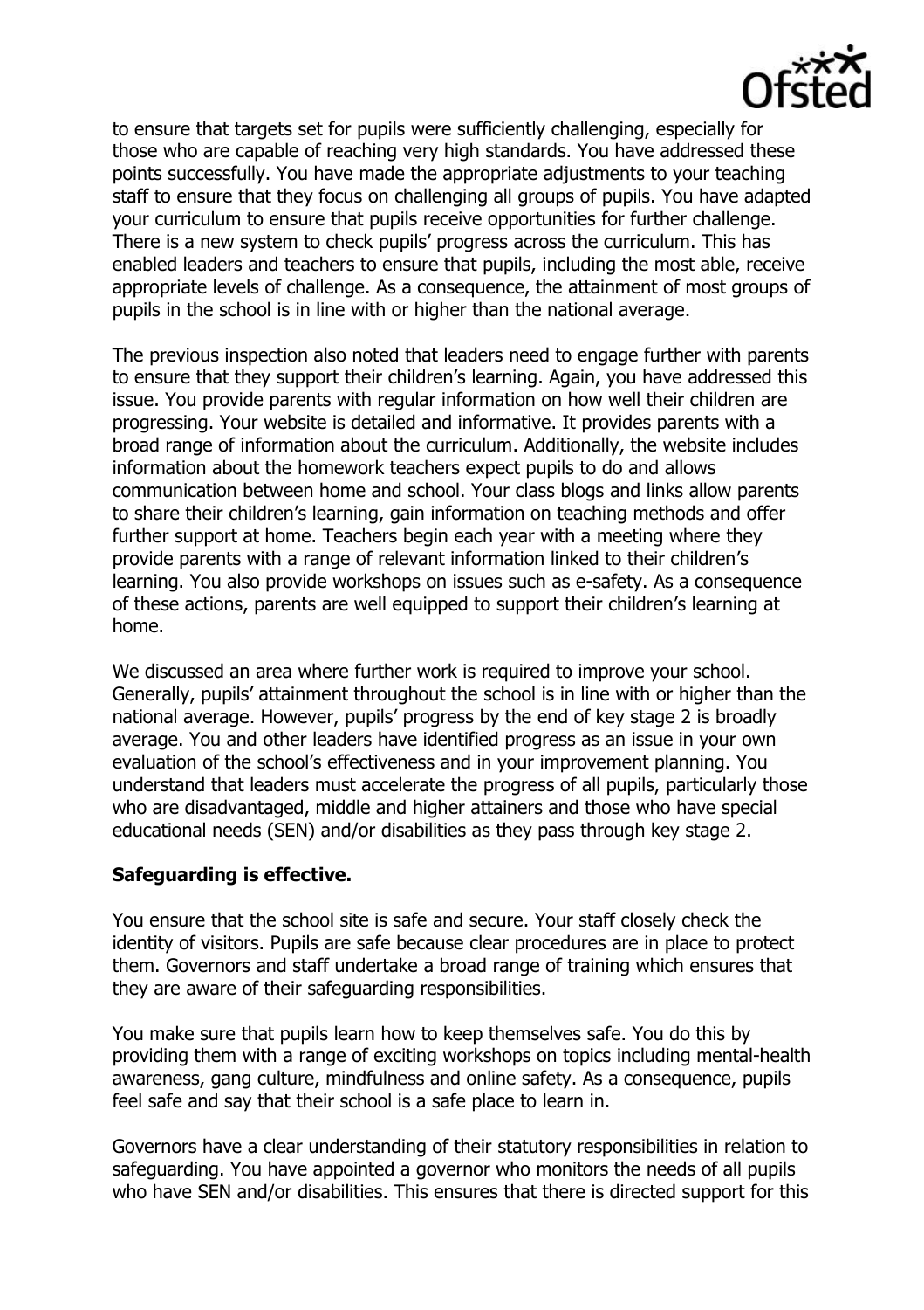to ensure that targets set for pupils were sufficiently challenging, especially for those who are capable of reaching very high standards. You have addressed these points successfully. You have made the appropriate adjustments to your teaching staff to ensure that they focus on challenging all groups of pupils. You have adapted your curriculum to ensure that pupils receive opportunities for further challenge. There is a new system to check pupils' progress across the curriculum. This has enabled leaders and teachers to ensure that pupils, including the most able, receive appropriate levels of challenge. As a consequence, the attainment of most groups of pupils in the school is in line with or higher than the national average.

The previous inspection also noted that leaders need to engage further with parents to ensure that they support their children's learning. Again, you have addressed this issue. You provide parents with regular information on how well their children are progressing. Your website is detailed and informative. It provides parents with a broad range of information about the curriculum. Additionally, the website includes information about the homework teachers expect pupils to do and allows communication between home and school. Your class blogs and links allow parents to share their children's learning, gain information on teaching methods and offer further support at home. Teachers begin each year with a meeting where they provide parents with a range of relevant information linked to their children's learning. You also provide workshops on issues such as e-safety. As a consequence of these actions, parents are well equipped to support their children's learning at home.

We discussed an area where further work is required to improve your school. Generally, pupils' attainment throughout the school is in line with or higher than the national average. However, pupils' progress by the end of key stage 2 is broadly average. You and other leaders have identified progress as an issue in your own evaluation of the school's effectiveness and in your improvement planning. You understand that leaders must accelerate the progress of all pupils, particularly those who are disadvantaged, middle and higher attainers and those who have special educational needs (SEN) and/or disabilities as they pass through key stage 2.

**Safeguarding is effective.**

You ensure that the school site is safe and secure. Your staff closely check the identity of visitors. Pupils are safe because clear procedures are in place to protect them. Governors and staff undertake a broad range of training which ensures that they are aware of their safeguarding responsibilities.

You make sure that pupils learn how to keep themselves safe. You do this by providing them with a range of exciting workshops on topics including mental-health awareness, gang culture, mindfulness and online safety. As a consequence, pupils feel safe and say that their school is a safe place to learn in.

Governors have a clear understanding of their statutory responsibilities in relation to safeguarding. You have appointed a governor who monitors the needs of all pupils who have SEN and/or disabilities. This ensures that there is directed support for this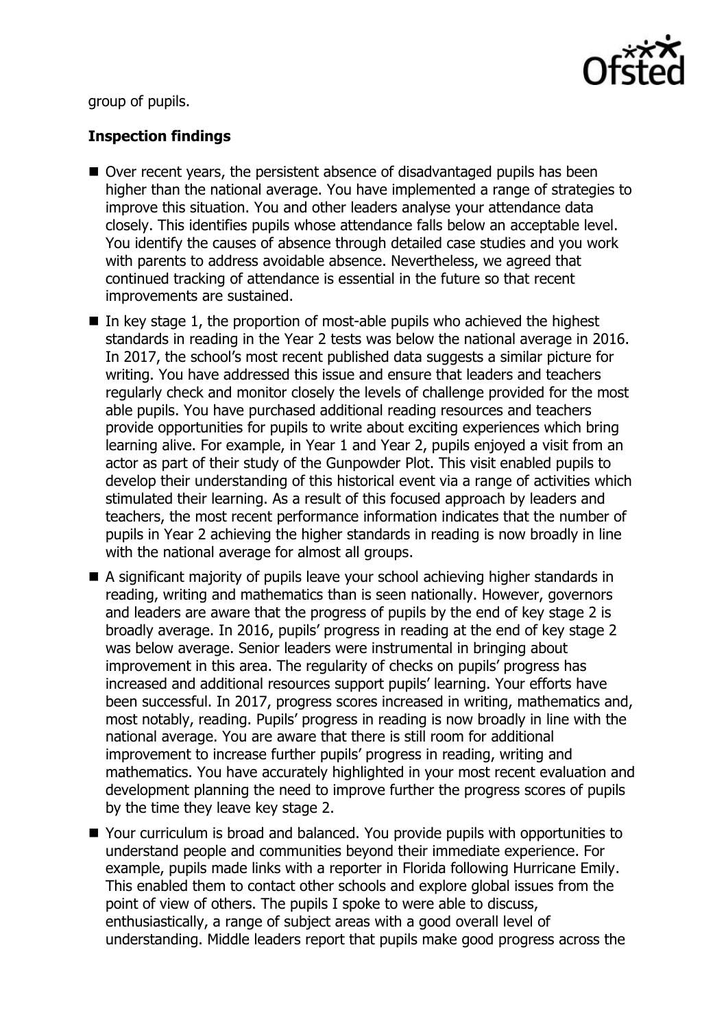group of pupils.

**Inspection findings**

- Over recent years, the persistent absence of disadvantaged pupils has been higher than the national average. You have implemented a range of strategies to improve this situation. You and other leaders analyse your attendance data closely. This identifies pupils whose attendance falls below an acceptable level. You identify the causes of absence through detailed case studies and you work with parents to address avoidable absence. Nevertheless, we agreed that continued tracking of attendance is essential in the future so that recent improvements are sustained.
- In key stage 1, the proportion of most-able pupils who achieved the highest standards in reading in the Year 2 tests was below the national average in 2016. In 2017, the school's most recent published data suggests a similar picture for writing. You have addressed this issue and ensure that leaders and teachers regularly check and monitor closely the levels of challenge provided for the most able pupils. You have purchased additional reading resources and teachers provide opportunities for pupils to write about exciting experiences which bring learning alive. For example, in Year 1 and Year 2, pupils enjoyed a visit from an actor as part of their study of the Gunpowder Plot. This visit enabled pupils to develop their understanding of this historical event via a range of activities which stimulated their learning. As a result of this focused approach by leaders and teachers, the most recent performance information indicates that the number of pupils in Year 2 achieving the higher standards in reading is now broadly in line with the national average for almost all groups.
- A significant majority of pupils leave your school achieving higher standards in reading, writing and mathematics than is seen nationally. However, governors and leaders are aware that the progress of pupils by the end of key stage 2 is broadly average. In 2016, pupils' progress in reading at the end of key stage 2 was below average. Senior leaders were instrumental in bringing about improvement in this area. The regularity of checks on pupils' progress has increased and additional resources support pupils' learning. Your efforts have been successful. In 2017, progress scores increased in writing, mathematics and, most notably, reading. Pupils' progress in reading is now broadly in line with the national average. You are aware that there is still room for additional improvement to increase further pupils' progress in reading, writing and mathematics. You have accurately highlighted in your most recent evaluation and development planning the need to improve further the progress scores of pupils by the time they leave key stage 2.
- Your curriculum is broad and balanced. You provide pupils with opportunities to understand people and communities beyond their immediate experience. For example, pupils made links with a reporter in Florida following Hurricane Emily. This enabled them to contact other schools and explore global issues from the point of view of others. The pupils I spoke to were able to discuss, enthusiastically, a range of subject areas with a good overall level of understanding. Middle leaders report that pupils make good progress across the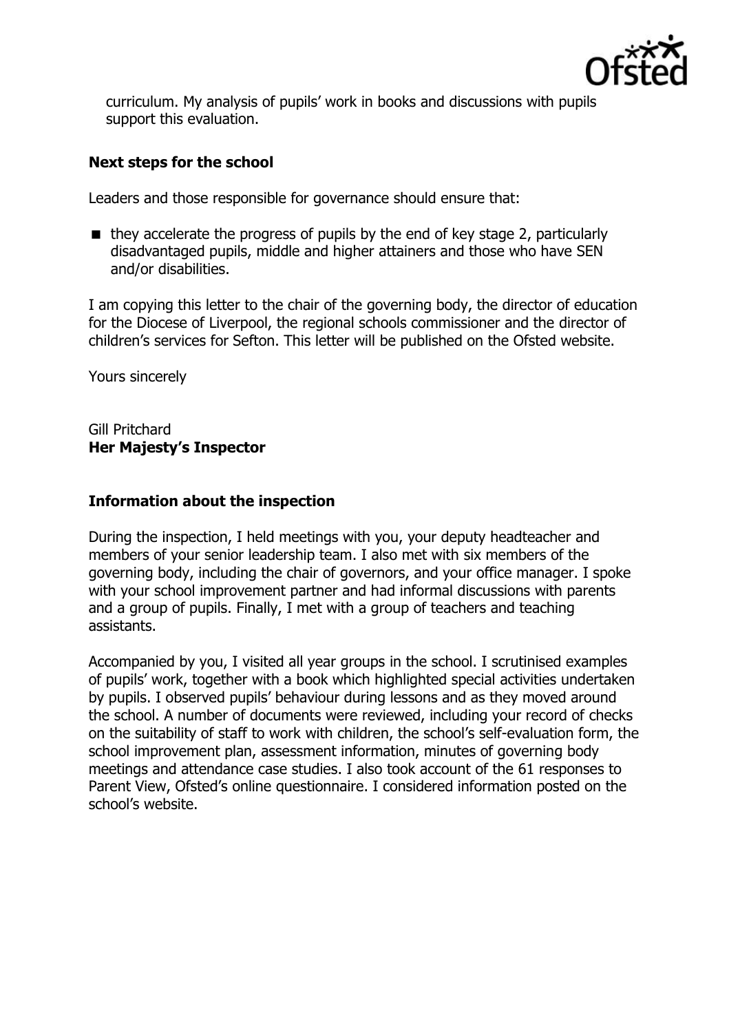curriculum. My analysis of pupils' work in books and discussions with pupils support this evaluation.

## Next steps for the school

Leaders and those responsible for governance should ensure that:

- they accelerate the progress of pupils by the end of key stage 2, particularly disadvantaged pupils, middle and higher attainers and those who have SEN and/or disabilities.

I am copying this letter to the chair of the governing body, the director of education for the Diocese of Liverpool, the regional schools commissioner and the director of children's services for Sefton. This letter will be published on the Ofsted website.

Yours sincerely

Gill Pritchard
**Her Majesty's Inspector**

## Information about the inspection

During the inspection, I held meetings with you, your deputy headteacher and members of your senior leadership team. I also met with six members of the governing body, including the chair of governors, and your office manager. I spoke with your school improvement partner and had informal discussions with parents and a group of pupils. Finally, I met with a group of teachers and teaching assistants.

Accompanied by you, I visited all year groups in the school. I scrutinised examples of pupils' work, together with a book which highlighted special activities undertaken by pupils. I observed pupils' behaviour during lessons and as they moved around the school. A number of documents were reviewed, including your record of checks on the suitability of staff to work with children, the school's self-evaluation form, the school improvement plan, assessment information, minutes of governing body meetings and attendance case studies. I also took account of the 61 responses to Parent View, Ofsted's online questionnaire. I considered information posted on the school's website.